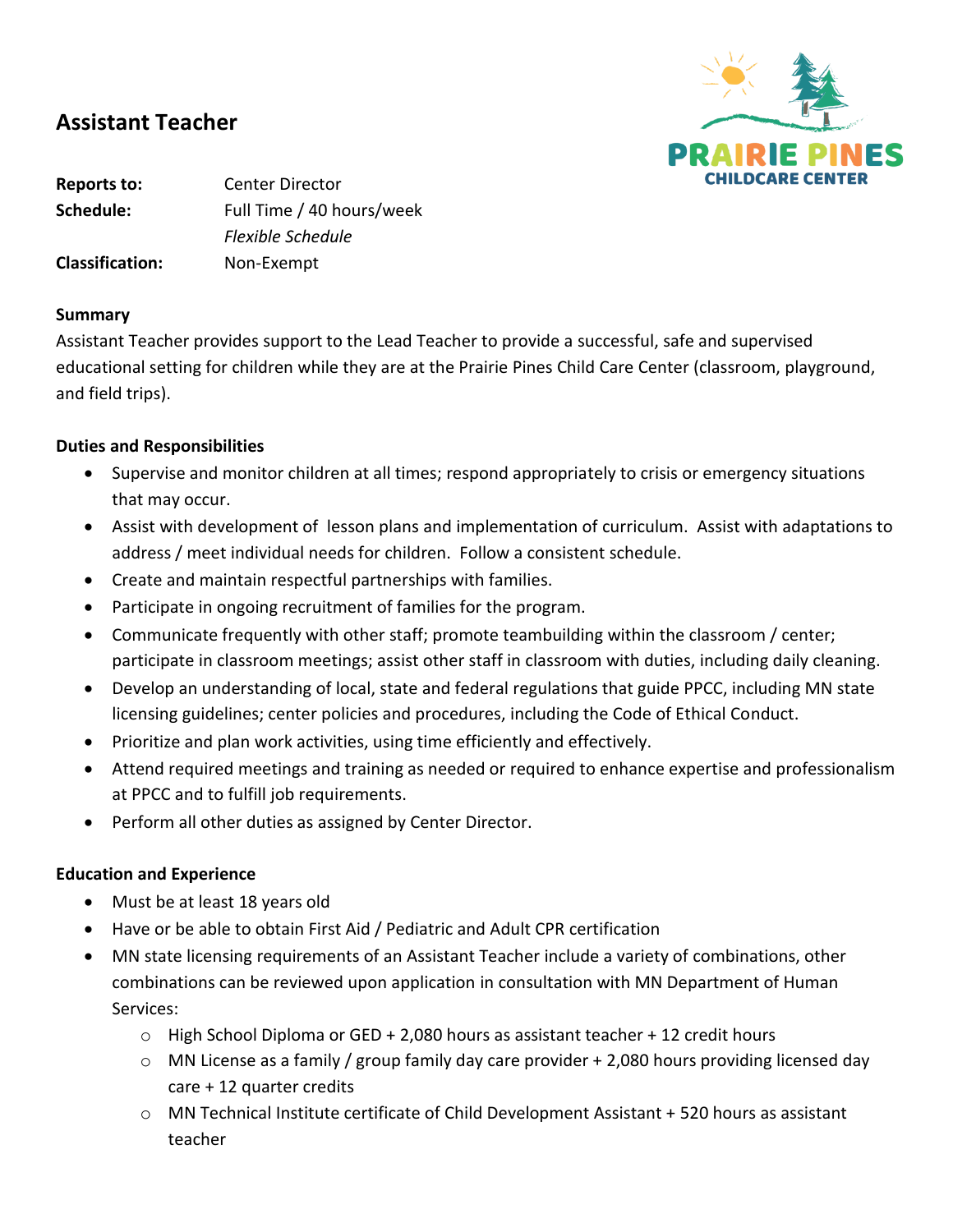# Assistant Teacher

PRAIRIE PINES
CHILDCARE CENTER

**Reports to:** Center Director
**Schedule:** Full Time / 40 hours/week
*Flexible Schedule*
**Classification:** Non-Exempt

**Summary**

Assistant Teacher provides support to the Lead Teacher to provide a successful, safe and supervised educational setting for children while they are at the Prairie Pines Child Care Center (classroom, playground, and field trips).

**Duties and Responsibilities**

- Supervise and monitor children at all times; respond appropriately to crisis or emergency situations that may occur.
- Assist with development of lesson plans and implementation of curriculum. Assist with adaptations to address / meet individual needs for children. Follow a consistent schedule.
- Create and maintain respectful partnerships with families.
- Participate in ongoing recruitment of families for the program.
- Communicate frequently with other staff; promote teambuilding within the classroom / center; participate in classroom meetings; assist other staff in classroom with duties, including daily cleaning.
- Develop an understanding of local, state and federal regulations that guide PPCC, including MN state licensing guidelines; center policies and procedures, including the Code of Ethical Conduct.
- Prioritize and plan work activities, using time efficiently and effectively.
- Attend required meetings and training as needed or required to enhance expertise and professionalism at PPCC and to fulfill job requirements.
- Perform all other duties as assigned by Center Director.

**Education and Experience**

- Must be at least 18 years old
- Have or be able to obtain First Aid / Pediatric and Adult CPR certification
- MN state licensing requirements of an Assistant Teacher include a variety of combinations, other combinations can be reviewed upon application in consultation with MN Department of Human Services:
  - High School Diploma or GED + 2,080 hours as assistant teacher + 12 credit hours
  - MN License as a family / group family day care provider + 2,080 hours providing licensed day care + 12 quarter credits
  - MN Technical Institute certificate of Child Development Assistant + 520 hours as assistant teacher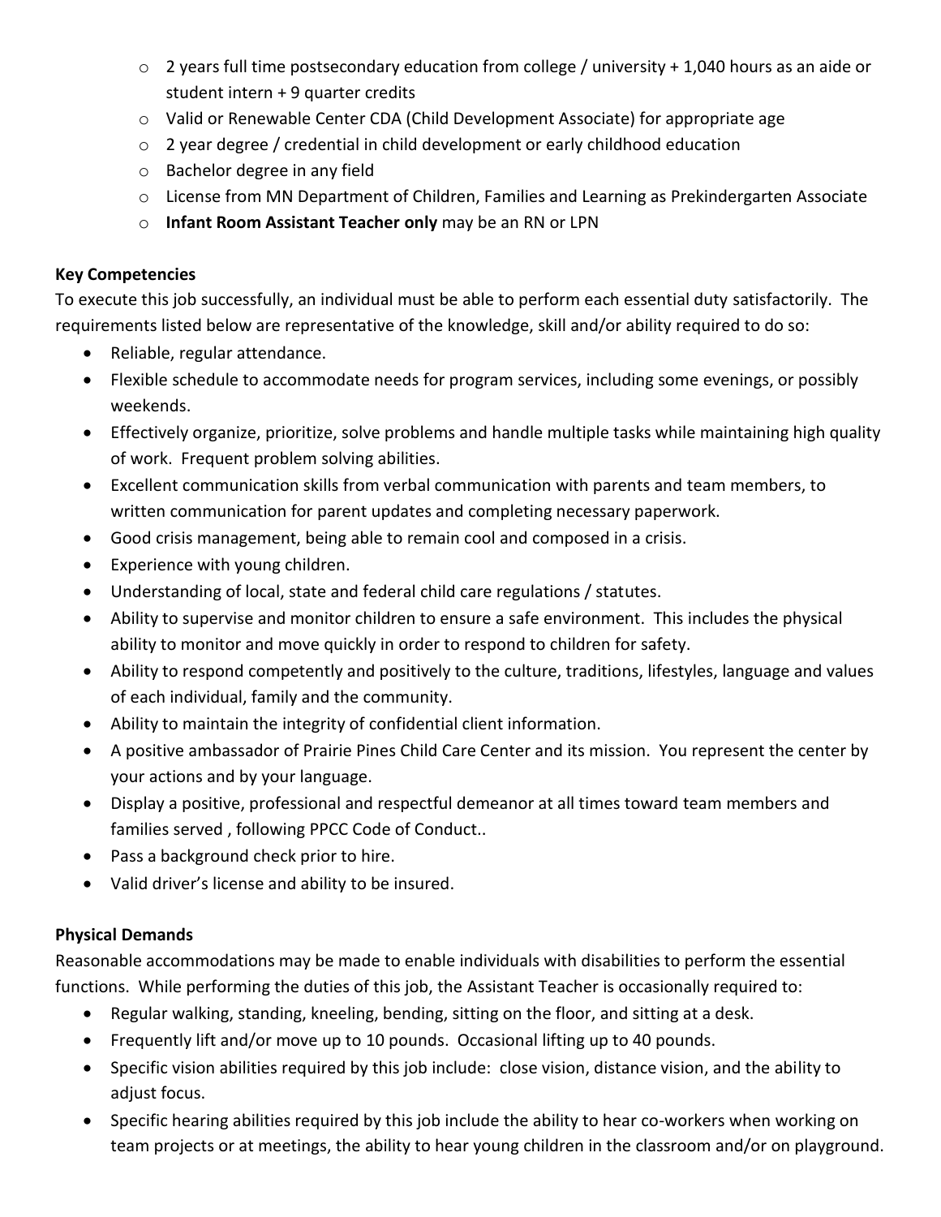- 2 years full time postsecondary education from college / university + 1,040 hours as an aide or student intern + 9 quarter credits
- Valid or Renewable Center CDA (Child Development Associate) for appropriate age
- 2 year degree / credential in child development or early childhood education
- Bachelor degree in any field
- License from MN Department of Children, Families and Learning as Prekindergarten Associate
- **Infant Room Assistant Teacher only** may be an RN or LPN

**Key Competencies**

To execute this job successfully, an individual must be able to perform each essential duty satisfactorily. The requirements listed below are representative of the knowledge, skill and/or ability required to do so:

- Reliable, regular attendance.
- Flexible schedule to accommodate needs for program services, including some evenings, or possibly weekends.
- Effectively organize, prioritize, solve problems and handle multiple tasks while maintaining high quality of work. Frequent problem solving abilities.
- Excellent communication skills from verbal communication with parents and team members, to written communication for parent updates and completing necessary paperwork.
- Good crisis management, being able to remain cool and composed in a crisis.
- Experience with young children.
- Understanding of local, state and federal child care regulations / statutes.
- Ability to supervise and monitor children to ensure a safe environment. This includes the physical ability to monitor and move quickly in order to respond to children for safety.
- Ability to respond competently and positively to the culture, traditions, lifestyles, language and values of each individual, family and the community.
- Ability to maintain the integrity of confidential client information.
- A positive ambassador of Prairie Pines Child Care Center and its mission. You represent the center by your actions and by your language.
- Display a positive, professional and respectful demeanor at all times toward team members and families served , following PPCC Code of Conduct..
- Pass a background check prior to hire.
- Valid driver's license and ability to be insured.

**Physical Demands**

Reasonable accommodations may be made to enable individuals with disabilities to perform the essential functions. While performing the duties of this job, the Assistant Teacher is occasionally required to:

- Regular walking, standing, kneeling, bending, sitting on the floor, and sitting at a desk.
- Frequently lift and/or move up to 10 pounds. Occasional lifting up to 40 pounds.
- Specific vision abilities required by this job include: close vision, distance vision, and the ability to adjust focus.
- Specific hearing abilities required by this job include the ability to hear co-workers when working on team projects or at meetings, the ability to hear young children in the classroom and/or on playground.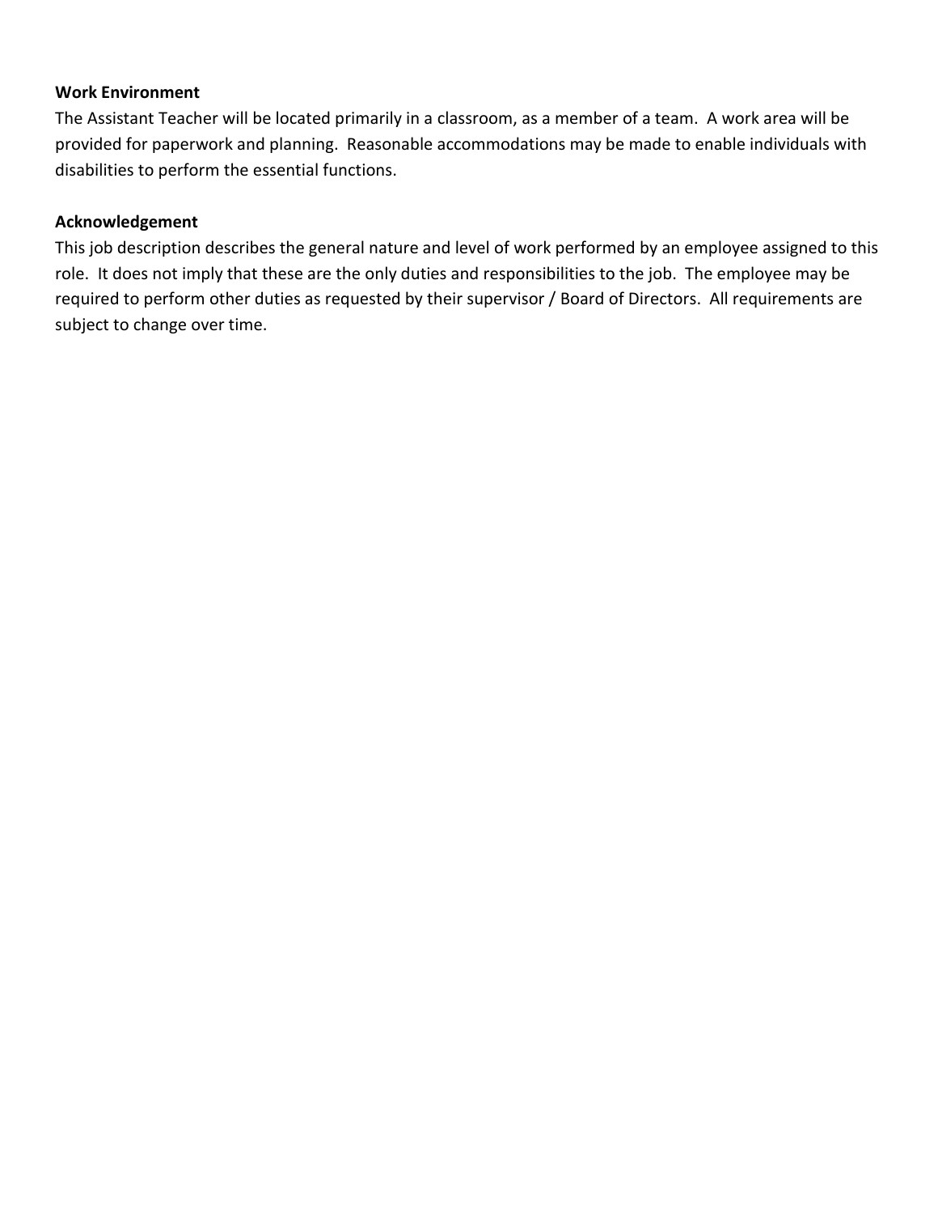**Work Environment**

The Assistant Teacher will be located primarily in a classroom, as a member of a team. A work area will be provided for paperwork and planning. Reasonable accommodations may be made to enable individuals with disabilities to perform the essential functions.

**Acknowledgement**

This job description describes the general nature and level of work performed by an employee assigned to this role. It does not imply that these are the only duties and responsibilities to the job. The employee may be required to perform other duties as requested by their supervisor / Board of Directors. All requirements are subject to change over time.